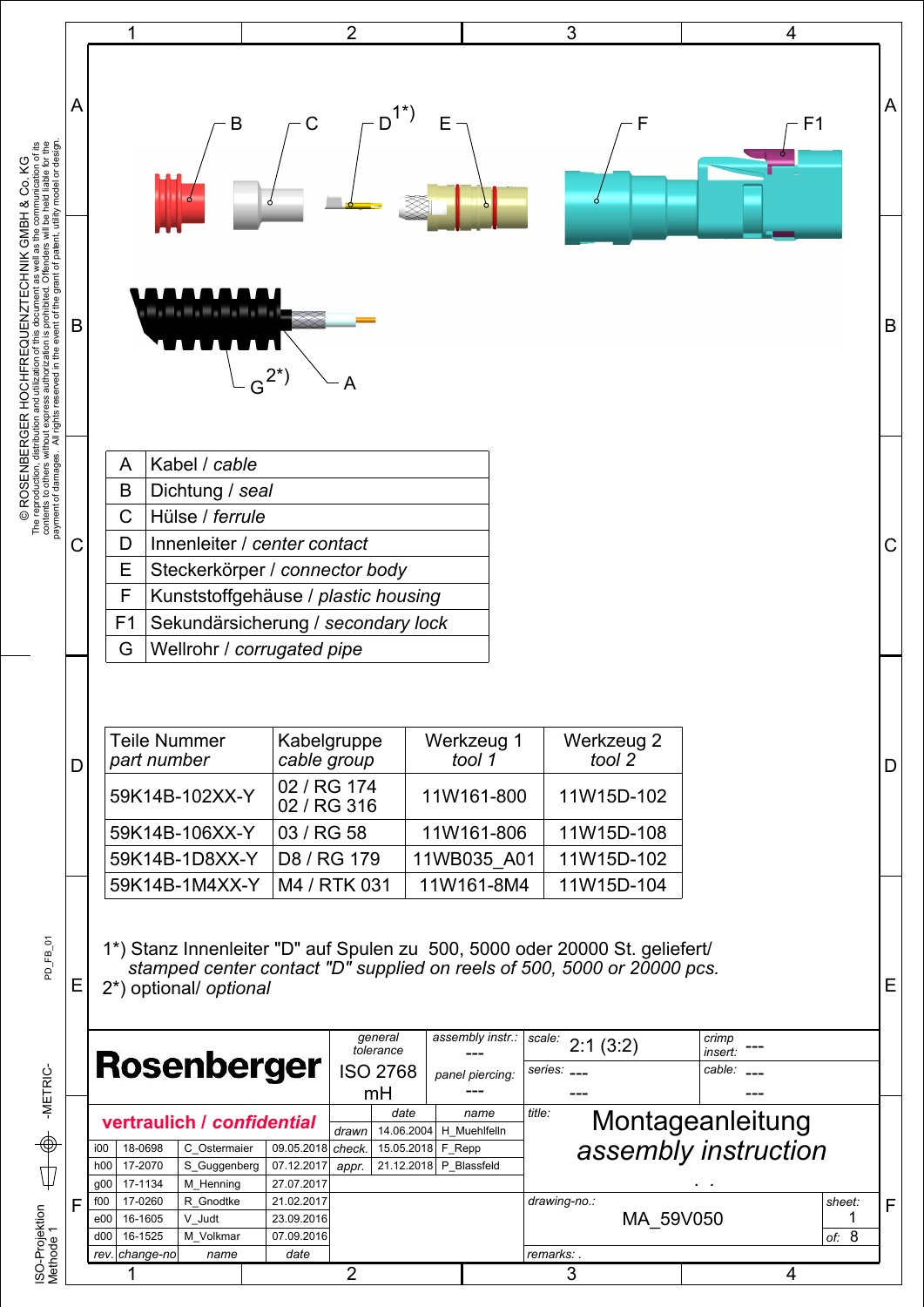B C D[1*)] E F F1

G[2*)] A

| | |
|---|---|
| A | Kabel / *cable* |
| B | Dichtung / *seal* |
| C | Hülse / *ferrule* |
| D | Innenleiter / *center contact* |
| E | Steckerkörper / *connector body* |
| F | Kunststoffgehäuse / *plastic housing* |
| F1 | Sekundärsicherung / *secondary lock* |
| G | Wellrohr / *corrugated pipe* |

| Teile Nummer *part number* | Kabelgruppe *cable group* | Werkzeug 1 *tool 1* | Werkzeug 2 *tool 2* |
|---|---|---|---|
| 59K14B-102XX-Y | 02 / RG 174<br>02 / RG 316 | 11W161-800 | 11W15D-102 |
| 59K14B-106XX-Y | 03 / RG 58 | 11W161-806 | 11W15D-108 |
| 59K14B-1D8XX-Y | D8 / RG 179 | 11WB035_A01 | 11W15D-102 |
| 59K14B-1M4XX-Y | M4 / RTK 031 | 11W161-8M4 | 11W15D-104 |

1*) Stanz Innenleiter "D" auf Spulen zu 500, 5000 oder 20000 St. geliefert/
*stamped center contact "D" supplied on reels of 500, 5000 or 20000 pcs.*
2*) optional/ *optional*

**Rosenberger**

**vertraulich / *confidential***

| general tolerance | assembly instr.: | scale: | crimp insert: |
|---|---|---|---|
| ISO 2768 mH | --- | 2:1 (3:2) | --- |
| | panel piercing: --- | series: --- --- | cable: --- --- |

title: **Montageanleitung** *assembly instruction*

drawing-no.: MA_59V050 — sheet: 1 of: 8

remarks: .

| | date | name |
|---|---|---|
| drawn | 14.06.2004 | H_Muehlfelln |
| check. | 15.05.2018 | F_Repp |
| appr. | 21.12.2018 | P_Blassfeld |

| rev. | change-no | name | date |
|---|---|---|---|
| i00 | 18-0698 | C_Ostermaier | 09.05.2018 |
| h00 | 17-2070 | S_Guggenberg | 07.12.2017 |
| g00 | 17-1134 | M_Henning | 27.07.2017 |
| f00 | 17-0260 | R_Gnodtke | 21.02.2017 |
| e00 | 16-1605 | V_Judt | 23.09.2016 |
| d00 | 16-1525 | M_Volkmar | 07.09.2016 |

© ROSENBERGER HOCHFREQUENZTECHNIK GMBH & Co. KG
The reproduction, distribution and utilization of this document as well as the communication of its contents to others without express authorization is prohibited. Offenders will be held liable for the payment of damages. All rights reserved in the event of the grant of patent, utility model or design.

PD_FB_01

-METRIC-

ISO-Projektion Methode 1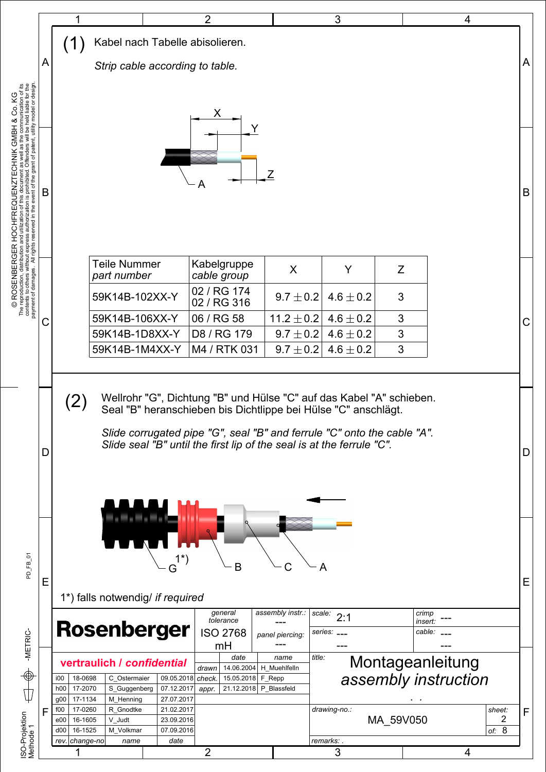(1) Kabel nach Tabelle abisolieren.

*Strip cable according to table.*

| Teile Nummer *part number* | Kabelgruppe *cable group* | X | Y | Z |
|---|---|---|---|---|
| 59K14B-102XX-Y | 02 / RG 174 02 / RG 316 | 9.7 ± 0.2 | 4.6 ± 0.2 | 3 |
| 59K14B-106XX-Y | 06 / RG 58 | 11.2 ± 0.2 | 4.6 ± 0.2 | 3 |
| 59K14B-1D8XX-Y | D8 / RG 179 | 9.7 ± 0.2 | 4.6 ± 0.2 | 3 |
| 59K14B-1M4XX-Y | M4 / RTK 031 | 9.7 ± 0.2 | 4.6 ± 0.2 | 3 |

(2) Wellrohr "G", Dichtung "B" und Hülse "C" auf das Kabel "A" schieben. Seal "B" heranschieben bis Dichtlippe bei Hülse "C" anschlägt.

*Slide corrugated pipe "G", seal "B" and ferrule "C" onto the cable "A". Slide seal "B" until the first lip of the seal is at the ferrule "C".*

1*) falls notwendig/ *if required*

| | | | | |
|---|---|---|---|---|
| Rosenberger | general tolerance: ISO 2768 mH | assembly instr.: --- / panel piercing: --- | scale: 2:1 / series: --- | crimp insert: --- / cable: --- |
| vertraulich / *confidential* | | | title: Montageanleitung *assembly instruction* | |
| drawn | 14.06.2004 | H_Muehlfelln | drawing-no.: MA_59V050 | sheet: 2 of: 8 |
| check. | 15.05.2018 | F_Repp | | |
| appr. | 21.12.2018 | P_Blassfeld | | |

| rev. | change-no | name | date |
|---|---|---|---|
| i00 | 18-0698 | C_Ostermaier | 09.05.2018 |
| h00 | 17-2070 | S_Guggenberg | 07.12.2017 |
| g00 | 17-1134 | M_Henning | 27.07.2017 |
| f00 | 17-0260 | R_Gnodtke | 21.02.2017 |
| e00 | 16-1605 | V_Judt | 23.09.2016 |
| d00 | 16-1525 | M_Volkmar | 07.09.2016 |

© ROSENBERGER HOCHFREQUENZTECHNIK GMBH & Co. KG
The reproduction, distribution and utilization of this document as well as the communication of its contents to others without express authorization is prohibited. Offenders will be held liable for the payment of damages. All rights reserved in the event of the grant of patent, utility model or design.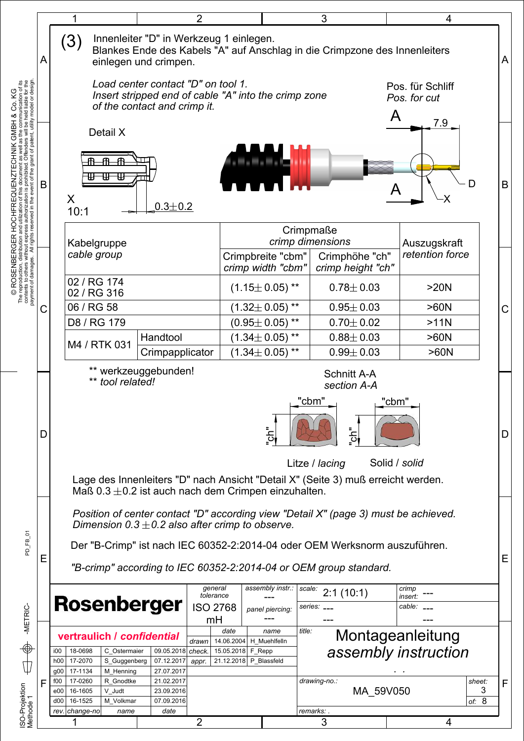(3) Innenleiter "D" in Werkzeug 1 einlegen.
Blankes Ende des Kabels "A" auf Anschlag in die Crimpzone des Innenleiters einlegen und crimpen.

*Load center contact "D" on tool 1.*
*Insert stripped end of cable "A" into the crimp zone of the contact and crimp it.*

Pos. für Schliff
*Pos. for cut*

A 7.9 A D X

Detail X

X
10:1

0.3±0.2

| Kabelgruppe *cable group* | | Crimpmaße *crimp dimensions* | | Auszugskraft *retention force* |
|---|---|---|---|---|
| | | Crimpbreite "cbm" *crimp width "cbm"* | Crimphöhe "ch" *crimp height "ch"* | |
| 02 / RG 174<br>02 / RG 316 | | (1.15± 0.05) ** | 0.78± 0.03 | >20N |
| 06 / RG 58 | | (1.32± 0.05) ** | 0.95± 0.03 | >60N |
| D8 / RG 179 | | (0.95± 0.05) ** | 0.70± 0.02 | >11N |
| M4 / RTK 031 | Handtool | (1.34± 0.05) ** | 0.88± 0.03 | >60N |
| | Crimpapplicator | (1.34± 0.05) ** | 0.99± 0.03 | >60N |

** werkzeuggebunden!
** *tool related!*

Schnitt A-A
*section A-A*

"cbm" "ch" "cbm" "ch"

Litze / *lacing* Solid / *solid*

Lage des Innenleiters "D" nach Ansicht "Detail X" (Seite 3) muß erreicht werden.
Maß 0.3 ±0.2 ist auch nach dem Crimpen einzuhalten.

*Position of center contact "D" according view "Detail X" (page 3) must be achieved.*
*Dimension 0.3 ±0.2 also after crimp to observe.*

Der "B-Crimp" ist nach IEC 60352-2:2014-04 oder OEM Werksnorm auszuführen.

*"B-crimp" according to IEC 60352-2:2014-04 or OEM group standard.*

**Rosenberger**

**vertraulich / *confidential***

| general tolerance | assembly instr.: | scale: | crimp insert: |
|---|---|---|---|
| ISO 2768 mH | --- | 2:1 (10:1) | --- |
| | panel piercing: --- | series: --- | cable: --- |

| | date | name |
|---|---|---|
| drawn | 14.06.2004 | H_Muehlfelln |
| check. | 15.05.2018 | F_Repp |
| appr. | 21.12.2018 | P_Blassfeld |

| rev. | change-no | name | date |
|---|---|---|---|
| i00 | 18-0698 | C_Ostermaier | 09.05.2018 |
| h00 | 17-2070 | S_Guggenberg | 07.12.2017 |
| g00 | 17-1134 | M_Henning | 27.07.2017 |
| f00 | 17-0260 | R_Gnodtke | 21.02.2017 |
| e00 | 16-1605 | V_Judt | 23.09.2016 |
| d00 | 16-1525 | M_Volkmar | 07.09.2016 |

title: Montageanleitung
*assembly instruction*

drawing-no.: MA_59V050

sheet: 3 of: 8

remarks: .

© ROSENBERGER HOCHFREQUENZTECHNIK GMBH & Co. KG
The reproduction, distribution and utilization of this document as well as the communication of its contents to others without express authorization is prohibited. Offenders will be held liable for the payment of damages. All rights reserved in the event of the grant of patent, utility model or design.

PD_FB_01

-METRIC-

ISO-Projektion Methode 1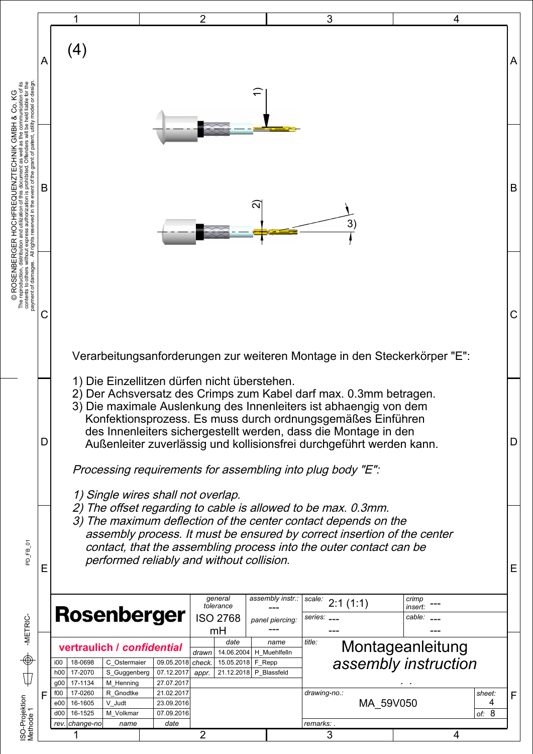(4)

1)

2)

3)

Verarbeitungsanforderungen zur weiteren Montage in den Steckerkörper "E":

1) Die Einzellitzen dürfen nicht überstehen.
2) Der Achsversatz des Crimps zum Kabel darf max. 0.3mm betragen.
3) Die maximale Auslenkung des Innenleiters ist abhaengig von dem Konfektionsprozess. Es muss durch ordnungsgemäßes Einführen des Innenleiters sichergestellt werden, dass die Montage in den Außenleiter zuverlässig und kollisionsfrei durchgeführt werden kann.

*Processing requirements for assembling into plug body "E":*

*1) Single wires shall not overlap.*
*2) The offset regarding to cable is allowed to be max. 0.3mm.*
*3) The maximum deflection of the center contact depends on the assembly process. It must be ensured by correct insertion of the center contact, that the assembling process into the outer contact can be performed reliably and without collision.*

| Rosenberger | general tolerance: ISO 2768 mH | assembly instr.: --- | scale: 2:1 (1:1) | crimp insert: --- |
|---|---|---|---|---|
| | | panel piercing: --- | series: --- | cable: --- |

**vertraulich / *confidential***

| rev. | change-no | name | date |
|---|---|---|---|
| i00 | 18-0698 | C_Ostermaier | 09.05.2018 |
| h00 | 17-2070 | S_Guggenberg | 07.12.2017 |
| g00 | 17-1134 | M_Henning | 27.07.2017 |
| f00 | 17-0260 | R_Gnodtke | 21.02.2017 |
| e00 | 16-1605 | V_Judt | 23.09.2016 |
| d00 | 16-1525 | M_Volkmar | 07.09.2016 |

| | date | name |
|---|---|---|
| drawn | 14.06.2004 | H_Muehlfelln |
| check. | 15.05.2018 | F_Repp |
| appr. | 21.12.2018 | P_Blassfeld |

title: Montageanleitung *assembly instruction*

drawing-no.: MA_59V050

sheet: 4 of: 8

remarks: .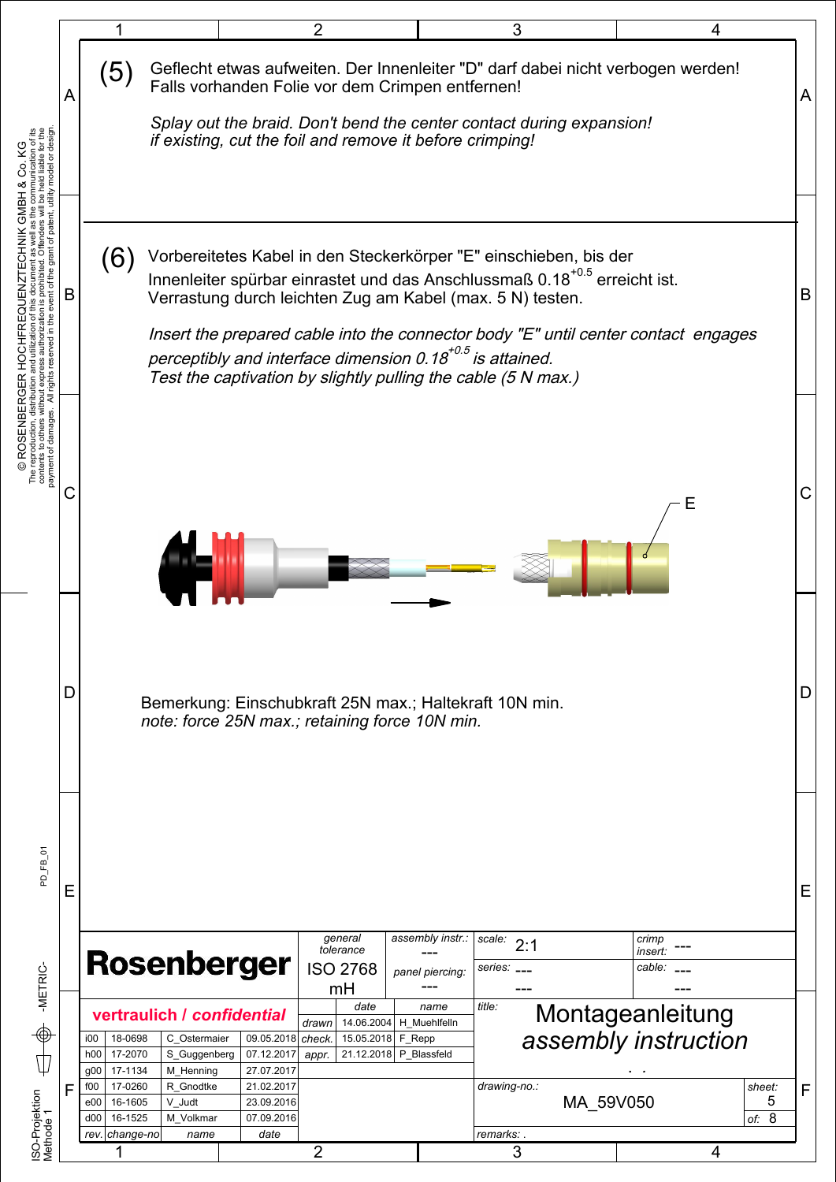## (5)

Geflecht etwas aufweiten. Der Innenleiter "D" darf dabei nicht verbogen werden!
Falls vorhanden Folie vor dem Crimpen entfernen!

*Splay out the braid. Don't bend the center contact during expansion!*
*if existing, cut the foil and remove it before crimping!*

## (6)

Vorbereitetes Kabel in den Steckerkörper "E" einschieben, bis der Innenleiter spürbar einrastet und das Anschlussmaß $0.18^{+0.5}$ erreicht ist.
Verrastung durch leichten Zug am Kabel (max. 5 N) testen.

*Insert the prepared cable into the connector body "E" until center contact engages perceptibly and interface dimension* $0.18^{+0.5}$ *is attained.*
*Test the captivation by slightly pulling the cable (5 N max.)*

E

Bemerkung: Einschubkraft 25N max.; Haltekraft 10N min.
*note: force 25N max.; retaining force 10N min.*

| Rosenberger | general tolerance: --- ISO 2768 mH | assembly instr.: --- panel piercing: --- | scale: 2:1 | crimp insert: --- |
|---|---|---|---|---|
| | | | series: --- | cable: --- |

**vertraulich / *confidential***

| rev. | change-no | name | date |
|---|---|---|---|
| i00 | 18-0698 | C_Ostermaier | 09.05.2018 |
| h00 | 17-2070 | S_Guggenberg | 07.12.2017 |
| g00 | 17-1134 | M_Henning | 27.07.2017 |
| f00 | 17-0260 | R_Gnodtke | 21.02.2017 |
| e00 | 16-1605 | V_Judt | 23.09.2016 |
| d00 | 16-1525 | M_Volkmar | 07.09.2016 |

| | date | name |
|---|---|---|
| drawn | 14.06.2004 | H_Muehlfelln |
| check. | 15.05.2018 | F_Repp |
| appr. | 21.12.2018 | P_Blassfeld |

title: Montageanleitung
*assembly instruction*

drawing-no.: MA_59V050

sheet: 5 of: 8

remarks: .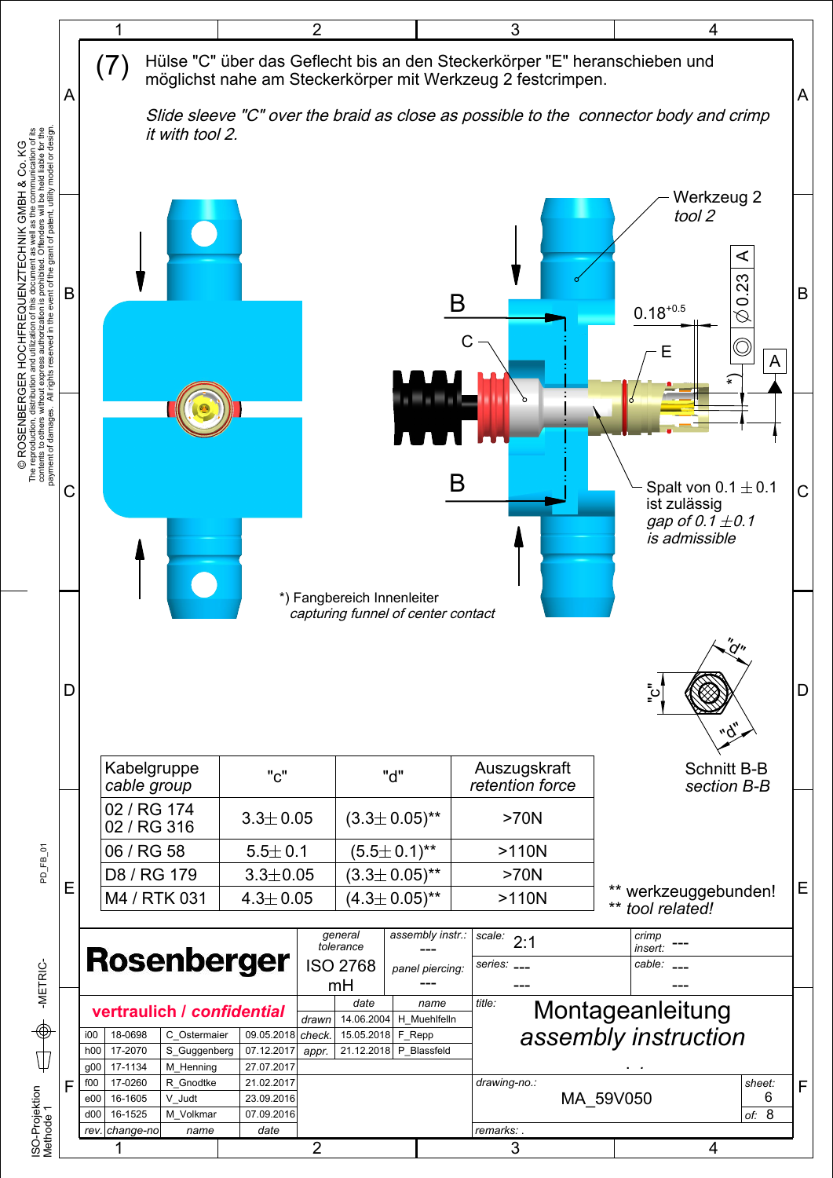(7) Hülse "C" über das Geflecht bis an den Steckerkörper "E" heranschieben und möglichst nahe am Steckerkörper mit Werkzeug 2 festcrimpen.

*Slide sleeve "C" over the braid as close as possible to the connector body and crimp it with tool 2.*

Werkzeug 2
*tool 2*

$0.18^{+0.5}$

$\varnothing$ 0.23 A

Spalt von 0.1 ± 0.1 ist zulässig
*gap of 0.1 ± 0.1 is admissible*

*) Fangbereich Innenleiter
*capturing funnel of center contact*

Schnitt B-B
*section B-B*

| Kabelgruppe *cable group* | "c" | "d" | Auszugskraft *retention force* |
|---|---|---|---|
| 02 / RG 174<br>02 / RG 316 | 3.3 ± 0.05 | (3.3 ± 0.05)** | >70N |
| 06 / RG 58 | 5.5 ± 0.1 | (5.5 ± 0.1)** | >110N |
| D8 / RG 179 | 3.3 ± 0.05 | (3.3 ± 0.05)** | >70N |
| M4 / RTK 031 | 4.3 ± 0.05 | (4.3 ± 0.05)** | >110N |

** werkzeuggebunden!
** *tool related!*

**Rosenberger**

vertraulich / *confidential*

| general tolerance | assembly instr.: | scale: | crimp insert: |
|---|---|---|---|
| ISO 2768 mH | --- | 2:1 | --- |
| | panel piercing: --- | series: --- | cable: --- |

| | date | name |
|---|---|---|
| drawn | 14.06.2004 | H_Muehlfelln |
| check. | 15.05.2018 | F_Repp |
| appr. | 21.12.2018 | P_Blassfeld |

| rev. | change-no | name | date |
|---|---|---|---|
| i00 | 18-0698 | C_Ostermaier | 09.05.2018 |
| h00 | 17-2070 | S_Guggenberg | 07.12.2017 |
| g00 | 17-1134 | M_Henning | 27.07.2017 |
| f00 | 17-0260 | R_Gnodtke | 21.02.2017 |
| e00 | 16-1605 | V_Judt | 23.09.2016 |
| d00 | 16-1525 | M_Volkmar | 07.09.2016 |

title: Montageanleitung
*assembly instruction*

drawing-no.: MA_59V050

sheet: 6 of: 8

remarks: .

© ROSENBERGER HOCHFREQUENZTECHNIK GMBH & Co. KG
The reproduction, distribution and utilization of this document as well as the communication of its contents to others without express authorization is prohibited. Offenders will be held liable for the payment of damages. All rights reserved in the event of the grant of patent, utility model or design.

PD_FB_01

-METRIC-

ISO-Projektion Methode 1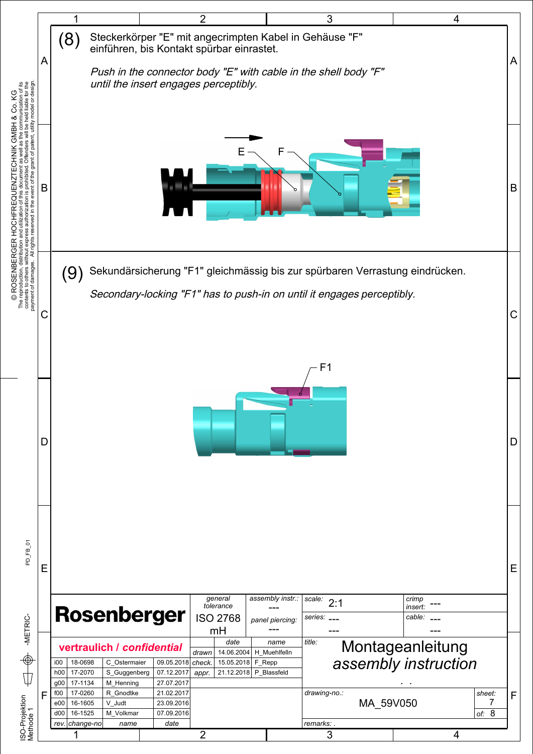(8) Steckerkörper "E" mit angecrimpten Kabel in Gehäuse "F" einführen, bis Kontakt spürbar einrastet.

*Push in the connector body "E" with cable in the shell body "F" until the insert engages perceptibly.*

E F

(9) Sekundärsicherung "F1" gleichmässig bis zur spürbaren Verrastung eindrücken.

*Secondary-locking "F1" has to push-in on until it engages perceptibly.*

F1

© ROSENBERGER HOCHFREQUENZTECHNIK GMBH & Co. KG
The reproduction, distribution and utilization of this document as well as the communication of its contents to others without express authorization is prohibited. Offenders will be held liable for the payment of damages. All rights reserved in the event of the grant of patent, utility model or design.

**Rosenberger**

**vertraulich / *confidential***

| general tolerance | assembly instr.: | scale: | crimp insert: |
|---|---|---|---|
| ISO 2768 mH | --- | 2:1 | --- |
| | panel piercing: --- | series: --- --- | cable: --- --- |

| rev. | change-no | name | date |
|---|---|---|---|
| i00 | 18-0698 | C_Ostermaier | 09.05.2018 |
| h00 | 17-2070 | S_Guggenberg | 07.12.2017 |
| g00 | 17-1134 | M_Henning | 27.07.2017 |
| f00 | 17-0260 | R_Gnodtke | 21.02.2017 |
| e00 | 16-1605 | V_Judt | 23.09.2016 |
| d00 | 16-1525 | M_Volkmar | 07.09.2016 |

| | date | name |
|---|---|---|
| drawn | 14.06.2004 | H_Muehlfelln |
| check. | 15.05.2018 | F_Repp |
| appr. | 21.12.2018 | P_Blassfeld |

title: Montageanleitung *assembly instruction*

drawing-no.: MA_59V050

sheet: 7 of: 8

remarks: .

PD_FB_01

-METRIC-

ISO-Projektion Methode 1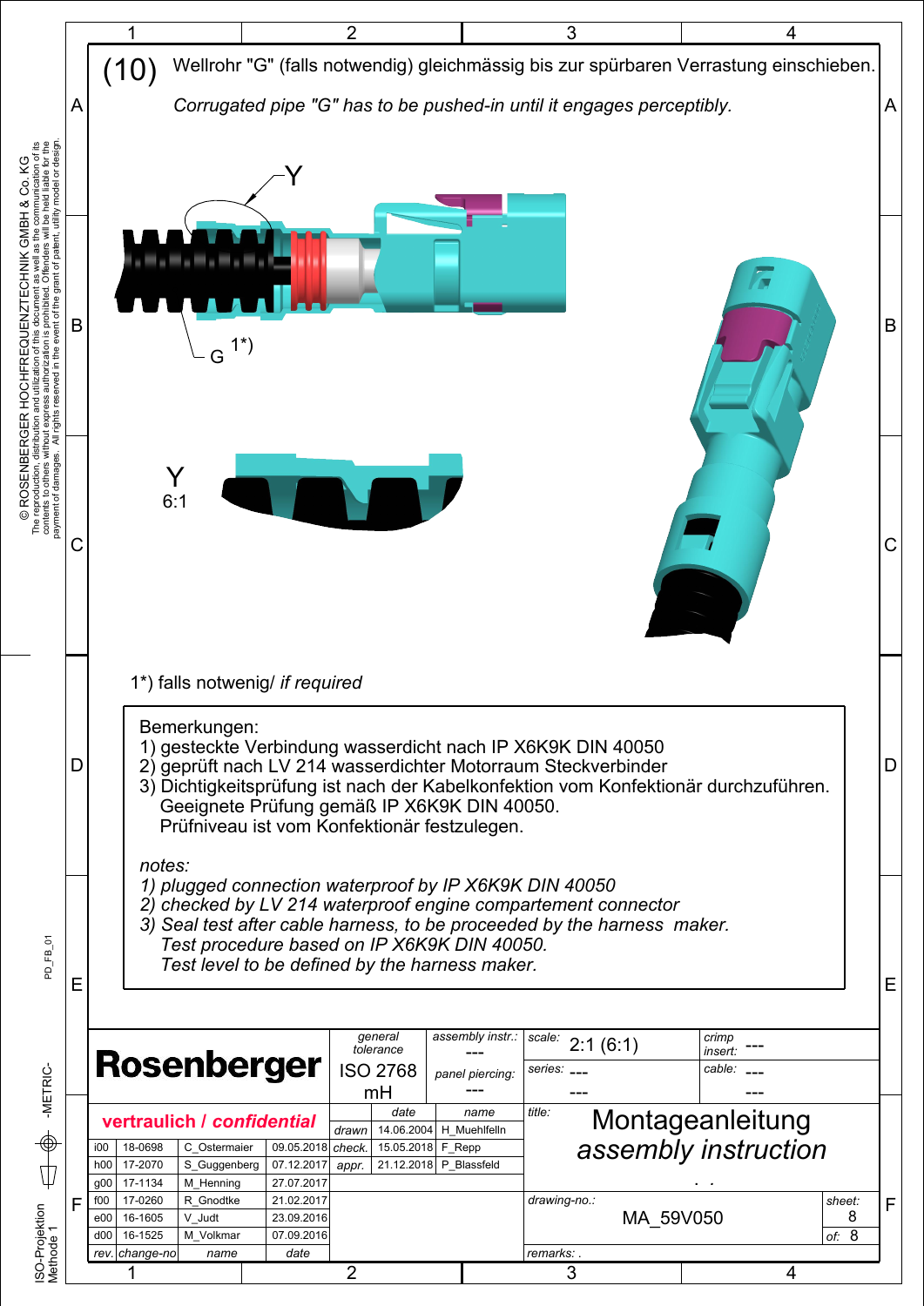(10) Wellrohr "G" (falls notwendig) gleichmässig bis zur spürbaren Verrastung einschieben.

*Corrugated pipe "G" has to be pushed-in until it engages perceptibly.*

Y

G 1*)

Y
6:1

1*) falls notwenig/ *if required*

Bemerkungen:
1) gesteckte Verbindung wasserdicht nach IP X6K9K DIN 40050
2) geprüft nach LV 214 wasserdichter Motorraum Steckverbinder
3) Dichtigkeitsprüfung ist nach der Kabelkonfektion vom Konfektionär durchzuführen.
   Geeignete Prüfung gemäß IP X6K9K DIN 40050.
   Prüfniveau ist vom Konfektionär festzulegen.

*notes:*
*1) plugged connection waterproof by IP X6K9K DIN 40050*
*2) checked by LV 214 waterproof engine compartement connector*
*3) Seal test after cable harness, to be proceeded by the harness maker.*
   *Test procedure based on IP X6K9K DIN 40050.*
   *Test level to be defined by the harness maker.*

**Rosenberger**

vertraulich / *confidential*

| general tolerance | assembly instr.: | scale: | crimp insert: |
|---|---|---|---|
| ISO 2768 mH | --- | 2:1 (6:1) | --- |
| | panel piercing: --- | series: --- | cable: --- |

| | date | name |
|---|---|---|
| drawn | 14.06.2004 | H_Muehlfelln |
| check. | 15.05.2018 | F_Repp |
| appr. | 21.12.2018 | P_Blassfeld |

| rev. | change-no | name | date |
|---|---|---|---|
| i00 | 18-0698 | C_Ostermaier | 09.05.2018 |
| h00 | 17-2070 | S_Guggenberg | 07.12.2017 |
| g00 | 17-1134 | M_Henning | 27.07.2017 |
| f00 | 17-0260 | R_Gnodtke | 21.02.2017 |
| e00 | 16-1605 | V_Judt | 23.09.2016 |
| d00 | 16-1525 | M_Volkmar | 07.09.2016 |

title: Montageanleitung
*assembly instruction*

drawing-no.: MA_59V050

sheet: 8 *of:* 8

remarks: .

© ROSENBERGER HOCHFREQUENZTECHNIK GMBH & Co. KG
The reproduction, distribution and utilization of this document as well as the communication of its contents to others without express authorization is prohibited. Offenders will be held liable for the payment of damages. All rights reserved in the event of the grant of patent, utility model or design.

PD_FB_01

-METRIC-

ISO-Projektion Methode 1